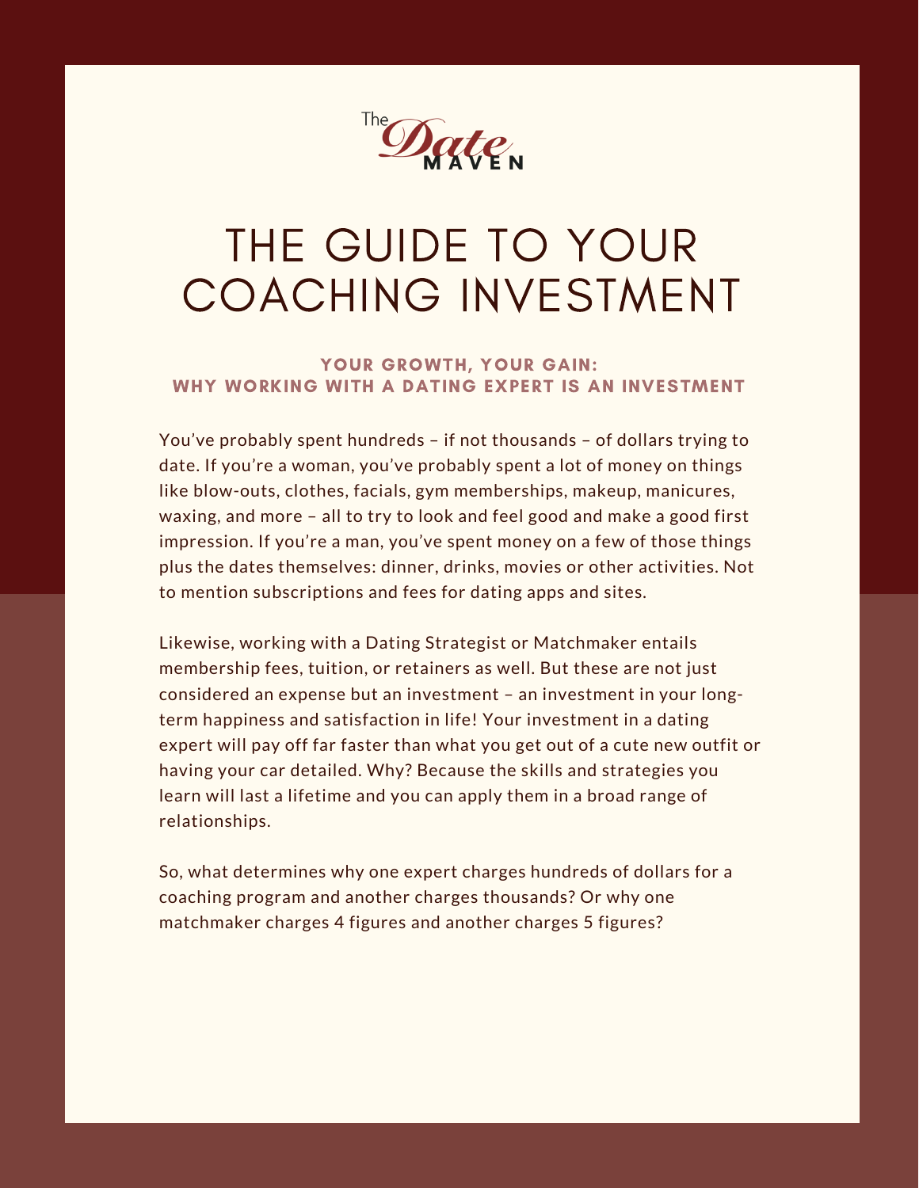The Date MAVEN

# THE GUIDE TO YOUR COACHING INVESTMENT

### YOUR GROWTH, YOUR GAIN: WHY WORKING WITH A DATING EXPERT IS AN INVESTMENT

You've probably spent hundreds – if not thousands – of dollars trying to date. If you're a woman, you've probably spent a lot of money on things like blow-outs, clothes, facials, gym memberships, makeup, manicures, waxing, and more – all to try to look and feel good and make a good first impression. If you're a man, you've spent money on a few of those things plus the dates themselves: dinner, drinks, movies or other activities. Not to mention subscriptions and fees for dating apps and sites.

Likewise, working with a Dating Strategist or Matchmaker entails membership fees, tuition, or retainers as well. But these are not just considered an expense but an investment – an investment in your long-term happiness and satisfaction in life! Your investment in a dating expert will pay off far faster than what you get out of a cute new outfit or having your car detailed. Why? Because the skills and strategies you learn will last a lifetime and you can apply them in a broad range of relationships.

So, what determines why one expert charges hundreds of dollars for a coaching program and another charges thousands? Or why one matchmaker charges 4 figures and another charges 5 figures?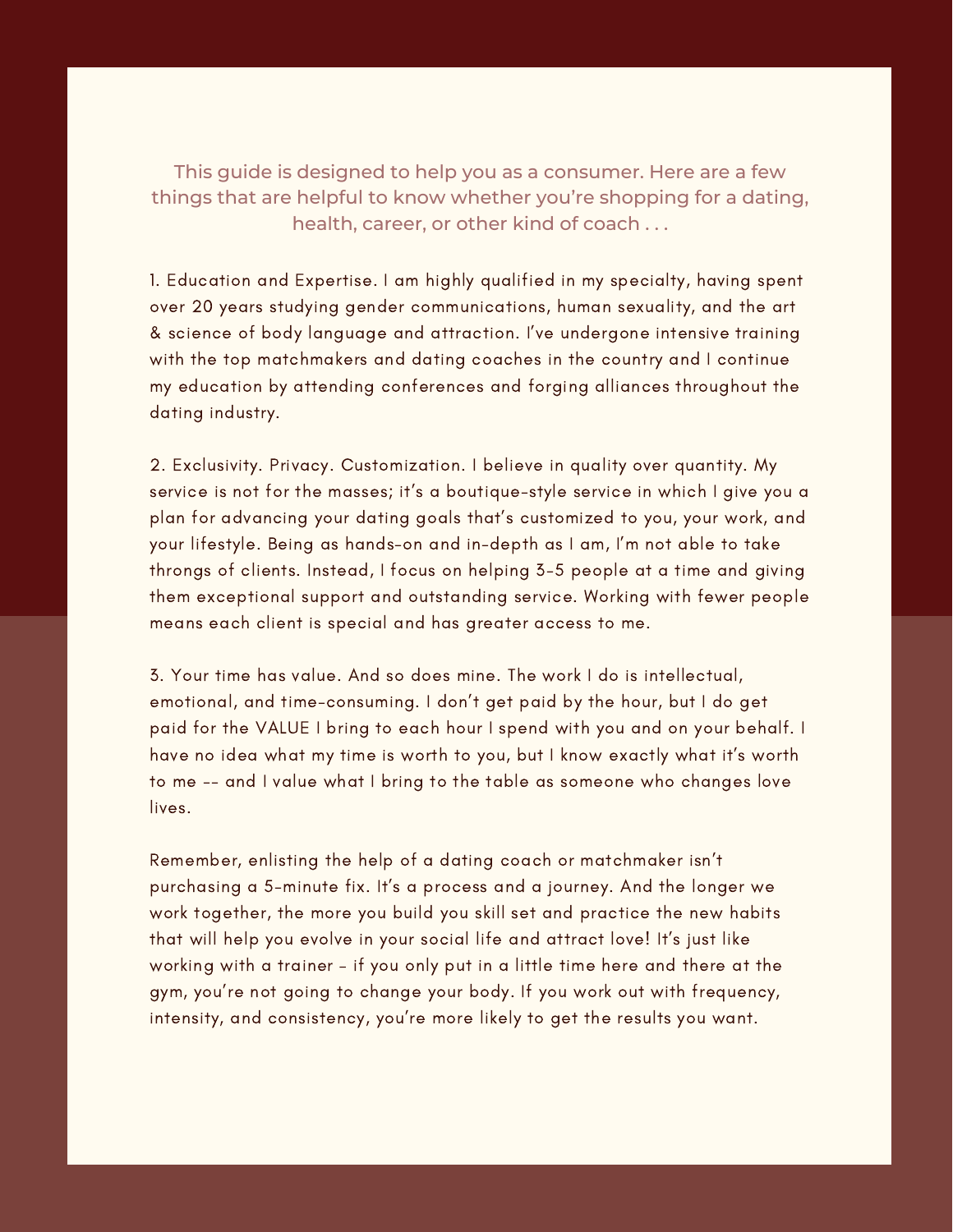This guide is designed to help you as a consumer. Here are a few things that are helpful to know whether you're shopping for a dating, health, career, or other kind of coach . . .

1. Education and Expertise. I am highly qualified in my specialty, having spent over 20 years studying gender communications, human sexuality, and the art & science of body language and attraction. I've undergone intensive training with the top matchmakers and dating coaches in the country and I continue my education by attending conferences and forging alliances throughout the dating industry.

2. Exclusivity. Privacy. Customization. I believe in quality over quantity. My service is not for the masses; it's a boutique-style service in which I give you a plan for advancing your dating goals that's customized to you, your work, and your lifestyle. Being as hands-on and in-depth as I am, I'm not able to take throngs of clients. Instead, I focus on helping 3-5 people at a time and giving them exceptional support and outstanding service. Working with fewer people means each client is special and has greater access to me.

3. Your time has value. And so does mine. The work I do is intellectual, emotional, and time-consuming. I don't get paid by the hour, but I do get paid for the VALUE I bring to each hour I spend with you and on your behalf. I have no idea what my time is worth to you, but I know exactly what it's worth to me -- and I value what I bring to the table as someone who changes love lives.

Remember, enlisting the help of a dating coach or matchmaker isn't purchasing a 5-minute fix. It's a process and a journey. And the longer we work together, the more you build you skill set and practice the new habits that will help you evolve in your social life and attract love! It's just like working with a trainer - if you only put in a little time here and there at the gym, you're not going to change your body. If you work out with frequency, intensity, and consistency, you're more likely to get the results you want.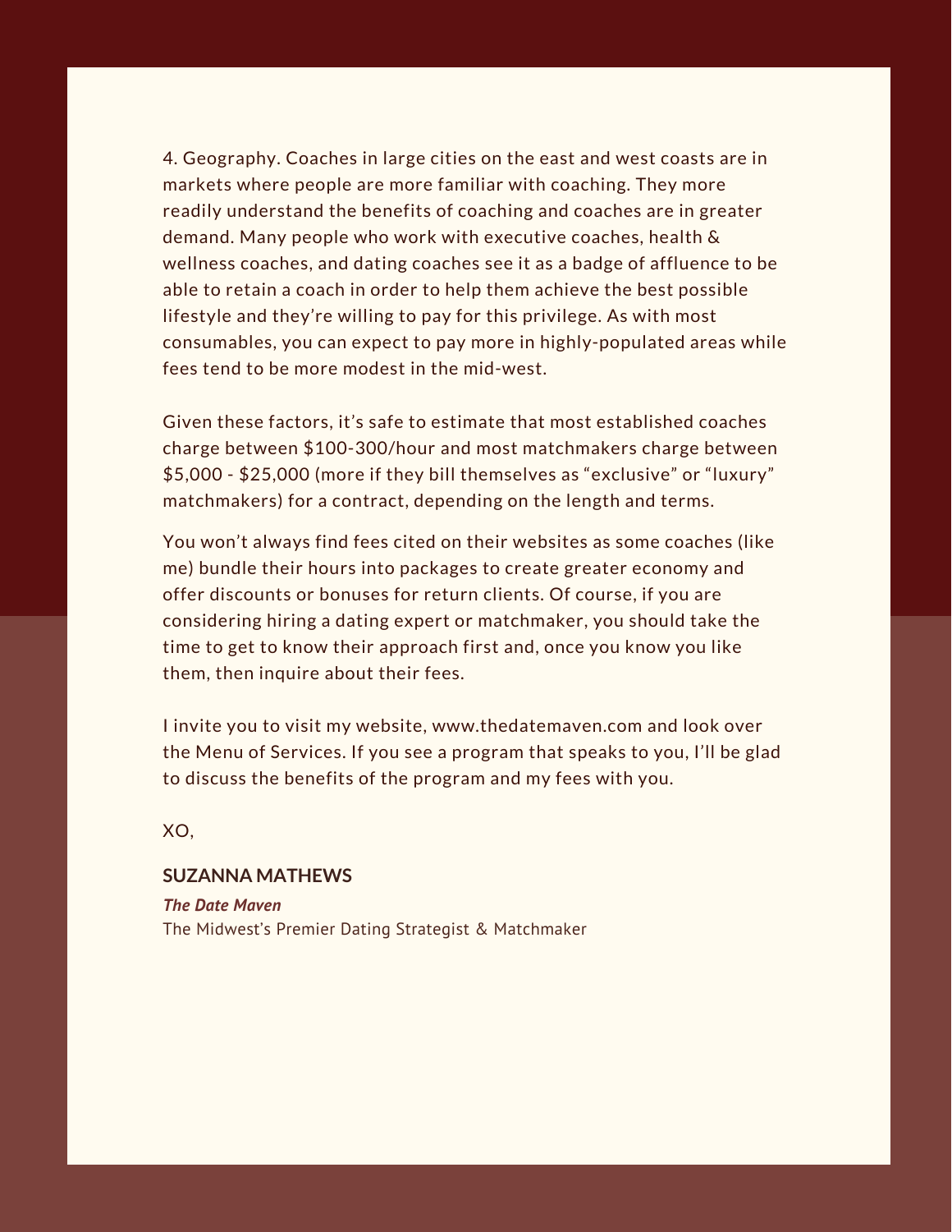4. Geography. Coaches in large cities on the east and west coasts are in markets where people are more familiar with coaching. They more readily understand the benefits of coaching and coaches are in greater demand. Many people who work with executive coaches, health & wellness coaches, and dating coaches see it as a badge of affluence to be able to retain a coach in order to help them achieve the best possible lifestyle and they're willing to pay for this privilege. As with most consumables, you can expect to pay more in highly-populated areas while fees tend to be more modest in the mid-west.

Given these factors, it's safe to estimate that most established coaches charge between $100-300/hour and most matchmakers charge between $5,000 - $25,000 (more if they bill themselves as "exclusive" or "luxury" matchmakers) for a contract, depending on the length and terms.

You won't always find fees cited on their websites as some coaches (like me) bundle their hours into packages to create greater economy and offer discounts or bonuses for return clients. Of course, if you are considering hiring a dating expert or matchmaker, you should take the time to get to know their approach first and, once you know you like them, then inquire about their fees.

I invite you to visit my website, www.thedatemaven.com and look over the Menu of Services. If you see a program that speaks to you, I'll be glad to discuss the benefits of the program and my fees with you.

XO,

**SUZANNA MATHEWS**

***The Date Maven***

The Midwest's Premier Dating Strategist & Matchmaker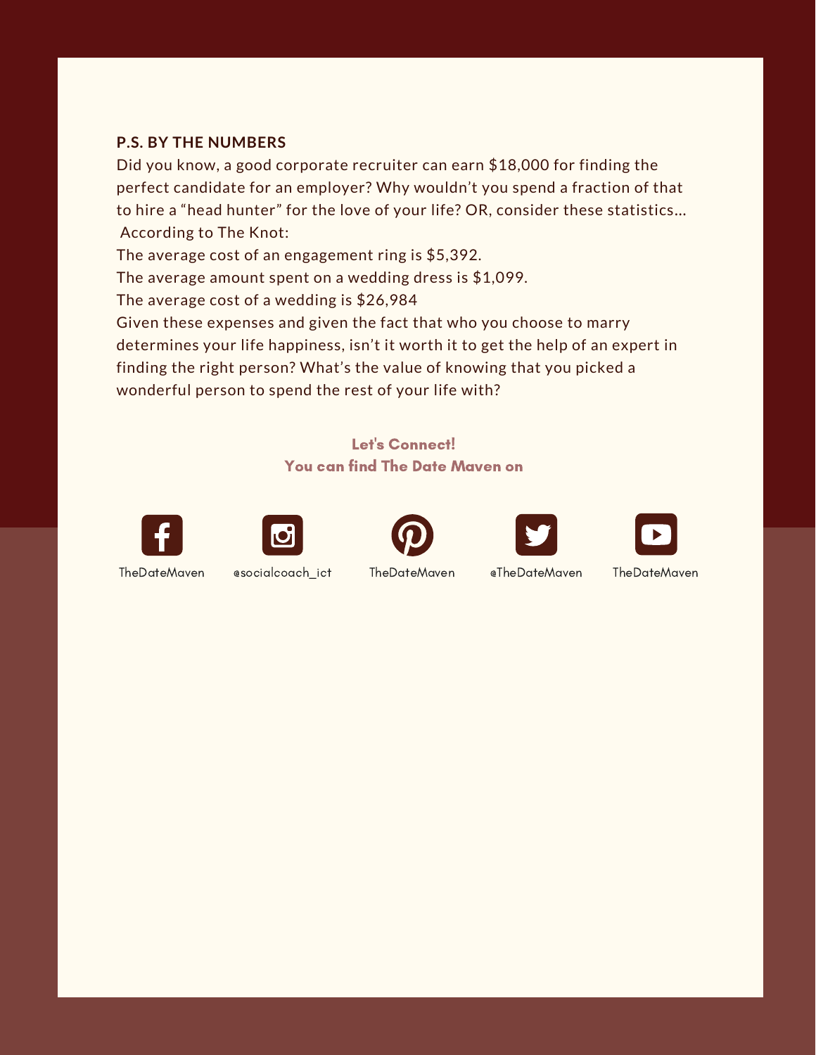**P.S. BY THE NUMBERS**

Did you know, a good corporate recruiter can earn $18,000 for finding the perfect candidate for an employer? Why wouldn't you spend a fraction of that to hire a "head hunter" for the love of your life? OR, consider these statistics... According to The Knot:

The average cost of an engagement ring is $5,392.

The average amount spent on a wedding dress is $1,099.

The average cost of a wedding is $26,984

Given these expenses and given the fact that who you choose to marry determines your life happiness, isn't it worth it to get the help of an expert in finding the right person? What's the value of knowing that you picked a wonderful person to spend the rest of your life with?

**Let's Connect!**
**You can find The Date Maven on**

TheDateMaven

@socialcoach_ict

TheDateMaven

@TheDateMaven

TheDateMaven